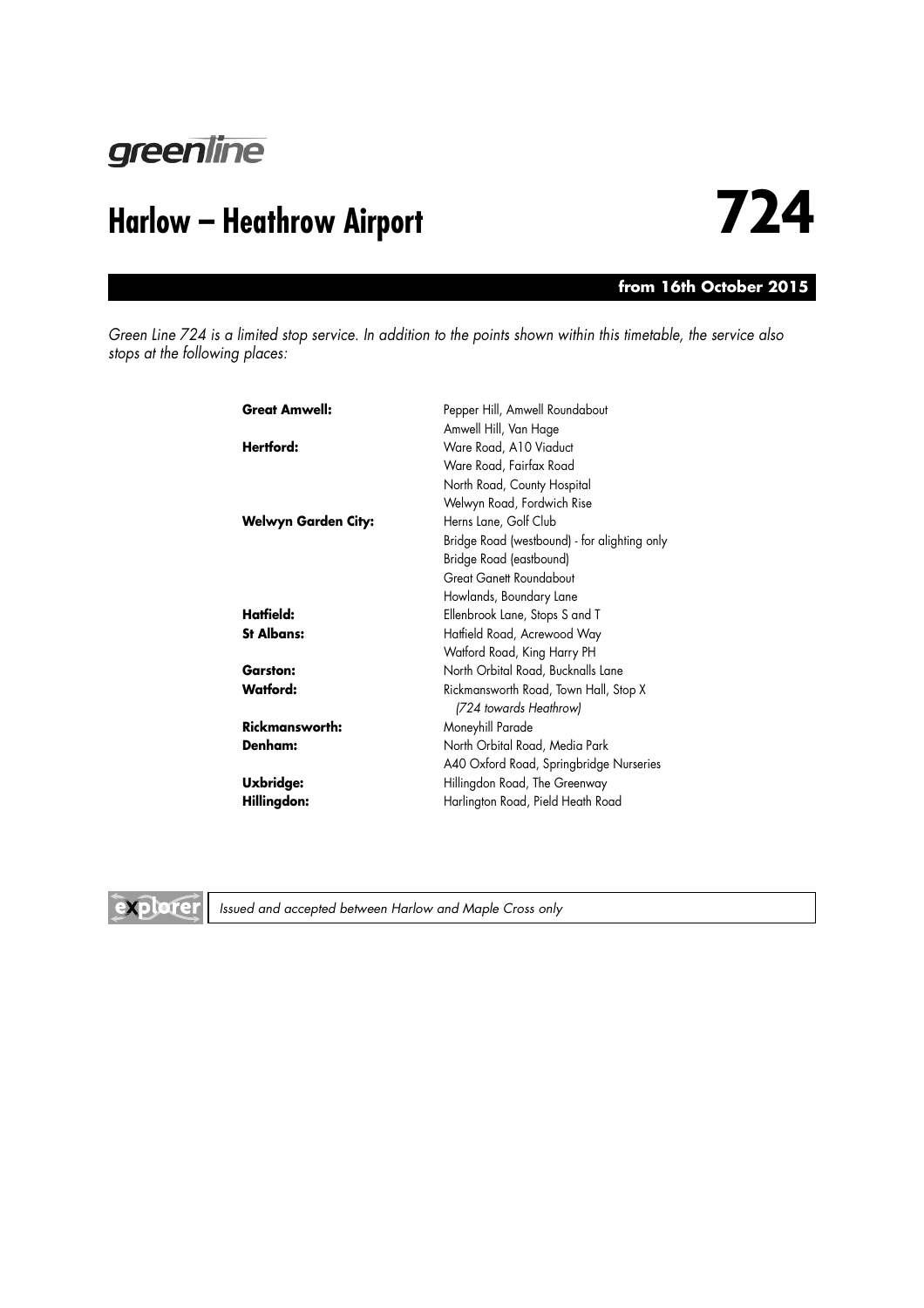greenline

# Harlow – Heathrow Airport 724

**from 16th October 2015**

*Green Line 724 is a limited stop service. In addition to the points shown within this timetable, the service also stops at the following places:*

| | |
|---|---|
| **Great Amwell:** | Pepper Hill, Amwell Roundabout |
| | Amwell Hill, Van Hage |
| **Hertford:** | Ware Road, A10 Viaduct |
| | Ware Road, Fairfax Road |
| | North Road, County Hospital |
| | Welwyn Road, Fordwich Rise |
| **Welwyn Garden City:** | Herns Lane, Golf Club |
| | Bridge Road (westbound) - for alighting only |
| | Bridge Road (eastbound) |
| | Great Ganett Roundabout |
| | Howlands, Boundary Lane |
| **Hatfield:** | Ellenbrook Lane, Stops S and T |
| **St Albans:** | Hatfield Road, Acrewood Way |
| | Watford Road, King Harry PH |
| **Garston:** | North Orbital Road, Bucknalls Lane |
| **Watford:** | Rickmansworth Road, Town Hall, Stop X *(724 towards Heathrow)* |
| **Rickmansworth:** | Moneyhill Parade |
| **Denham:** | North Orbital Road, Media Park |
| | A40 Oxford Road, Springbridge Nurseries |
| **Uxbridge:** | Hillingdon Road, The Greenway |
| **Hillingdon:** | Harlington Road, Pield Heath Road |

explorer — *Issued and accepted between Harlow and Maple Cross only*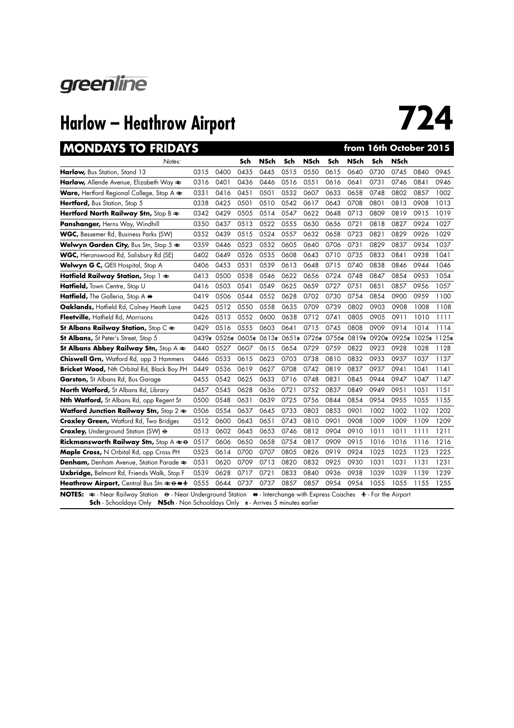greenline

# Harlow – Heathrow Airport 724

## MONDAYS TO FRIDAYS from 16th October 2015

| Notes: | | | Sch | NSch | Sch | NSch | Sch | NSch | Sch | NSch | | |
|---|---|---|---|---|---|---|---|---|---|---|---|---|
| **Harlow,** Bus Station, Stand 13 | 0315 | 0400 | 0435 | 0445 | 0515 | 0550 | 0615 | 0640 | 0730 | 0745 | 0840 | 0945 |
| **Harlow,** Allende Avenue, Elizabeth Way ≋ | 0316 | 0401 | 0436 | 0446 | 0516 | 0551 | 0616 | 0641 | 0731 | 0746 | 0841 | 0946 |
| **Ware,** Hertford Regional College, Stop A ≋ | 0331 | 0416 | 0451 | 0501 | 0532 | 0607 | 0633 | 0658 | 0748 | 0802 | 0857 | 1002 |
| **Hertford,** Bus Station, Stop 5 | 0338 | 0425 | 0501 | 0510 | 0542 | 0617 | 0643 | 0708 | 0801 | 0813 | 0908 | 1013 |
| **Hertford North Railway Stn,** Stop B ≋ | 0342 | 0429 | 0505 | 0514 | 0547 | 0622 | 0648 | 0713 | 0809 | 0819 | 0915 | 1019 |
| **Panshanger,** Herns Way, Windhill | 0350 | 0437 | 0513 | 0522 | 0555 | 0630 | 0656 | 0721 | 0818 | 0827 | 0924 | 1027 |
| **WGC,** Bessemer Rd, Business Parks (SW) | 0352 | 0439 | 0515 | 0524 | 0557 | 0632 | 0658 | 0723 | 0821 | 0829 | 0926 | 1029 |
| **Welwyn Garden City,** Bus Stn, Stop 5 ≋ | 0359 | 0446 | 0523 | 0532 | 0605 | 0640 | 0706 | 0731 | 0829 | 0837 | 0934 | 1037 |
| **WGC,** Heronswood Rd, Salisbury Rd (SE) | 0402 | 0449 | 0526 | 0535 | 0608 | 0643 | 0710 | 0735 | 0833 | 0841 | 0938 | 1041 |
| **Welwyn G C,** QEII Hospital, Stop A | 0406 | 0453 | 0531 | 0539 | 0613 | 0648 | 0715 | 0740 | 0838 | 0846 | 0944 | 1046 |
| **Hatfield Railway Station,** Stop 1 ≋ | 0413 | 0500 | 0538 | 0546 | 0622 | 0656 | 0724 | 0748 | 0847 | 0854 | 0953 | 1054 |
| **Hatfield,** Town Centre, Stop U | 0416 | 0503 | 0541 | 0549 | 0625 | 0659 | 0727 | 0751 | 0851 | 0857 | 0956 | 1057 |
| **Hatfield,** The Galleria, Stop A ⇹ | 0419 | 0506 | 0544 | 0552 | 0628 | 0702 | 0730 | 0754 | 0854 | 0900 | 0959 | 1100 |
| **Oaklands,** Hatfield Rd, Colney Heath Lane | 0425 | 0512 | 0550 | 0558 | 0635 | 0709 | 0739 | 0802 | 0903 | 0908 | 1008 | 1108 |
| **Fleetville,** Hatfield Rd, Morrisons | 0426 | 0513 | 0552 | 0600 | 0638 | 0712 | 0741 | 0805 | 0905 | 0911 | 1010 | 1111 |
| **St Albans Railway Station,** Stop C ≋ | 0429 | 0516 | 0555 | 0603 | 0641 | 0715 | 0745 | 0808 | 0909 | 0914 | 1014 | 1114 |
| **St Albans,** St Peter's Street, Stop 5 | 0439e | 0526e | 0605e | 0613e | 0651e | 0726e | 0756e | 0819e | 0920e | 0925e | 1025e | 1125e |
| **St Albans Abbey Railway Stn,** Stop A ≋ | 0440 | 0527 | 0607 | 0615 | 0654 | 0729 | 0759 | 0822 | 0923 | 0928 | 1028 | 1128 |
| **Chiswell Grn,** Watford Rd, opp 3 Hammers | 0446 | 0533 | 0615 | 0623 | 0703 | 0738 | 0810 | 0832 | 0933 | 0937 | 1037 | 1137 |
| **Bricket Wood,** Nth Orbital Rd, Black Boy PH | 0449 | 0536 | 0619 | 0627 | 0708 | 0742 | 0819 | 0837 | 0937 | 0941 | 1041 | 1141 |
| **Garston,** St Albans Rd, Bus Garage | 0455 | 0542 | 0625 | 0633 | 0716 | 0748 | 0831 | 0845 | 0944 | 0947 | 1047 | 1147 |
| **North Watford,** St Albans Rd, Library | 0457 | 0545 | 0628 | 0636 | 0721 | 0752 | 0837 | 0849 | 0949 | 0951 | 1051 | 1151 |
| **Nth Watford,** St Albans Rd, opp Regent St | 0500 | 0548 | 0631 | 0639 | 0725 | 0756 | 0844 | 0854 | 0954 | 0955 | 1055 | 1155 |
| **Watford Junction Railway Stn,** Stop 2 ≋ | 0506 | 0554 | 0637 | 0645 | 0733 | 0803 | 0853 | 0901 | 1002 | 1002 | 1102 | 1202 |
| **Croxley Green,** Watford Rd, Two Bridges | 0512 | 0600 | 0643 | 0651 | 0743 | 0810 | 0901 | 0908 | 1009 | 1009 | 1109 | 1209 |
| **Croxley,** Underground Station (SW) ⊖ | 0513 | 0602 | 0645 | 0653 | 0746 | 0812 | 0904 | 0910 | 1011 | 1011 | 1111 | 1211 |
| **Rickmansworth Railway Stn,** Stop A ≋⊖ | 0517 | 0606 | 0650 | 0658 | 0754 | 0817 | 0909 | 0915 | 1016 | 1016 | 1116 | 1216 |
| **Maple Cross,** N Orbital Rd, opp Cross PH | 0525 | 0614 | 0700 | 0707 | 0805 | 0826 | 0919 | 0924 | 1025 | 1025 | 1125 | 1225 |
| **Denham,** Denham Avenue, Station Parade ≋ | 0531 | 0620 | 0709 | 0713 | 0820 | 0832 | 0925 | 0930 | 1031 | 1031 | 1131 | 1231 |
| **Uxbridge,** Belmont Rd, Friends Walk, Stop F | 0539 | 0628 | 0717 | 0721 | 0833 | 0840 | 0936 | 0938 | 1039 | 1039 | 1139 | 1239 |
| **Heathrow Airport,** Central Bus Stn ≋⊖⇹✈ | 0555 | 0644 | 0737 | 0737 | 0857 | 0857 | 0954 | 0954 | 1055 | 1055 | 1155 | 1255 |

**NOTES:** ≋ - Near Railway Station ⊖ - Near Underground Station ⇹ - Interchange with Express Coaches ✈ - For the Airport
**Sch** - Schooldays Only **NSch** - Non Schooldays Only **e** - Arrives 5 minutes earlier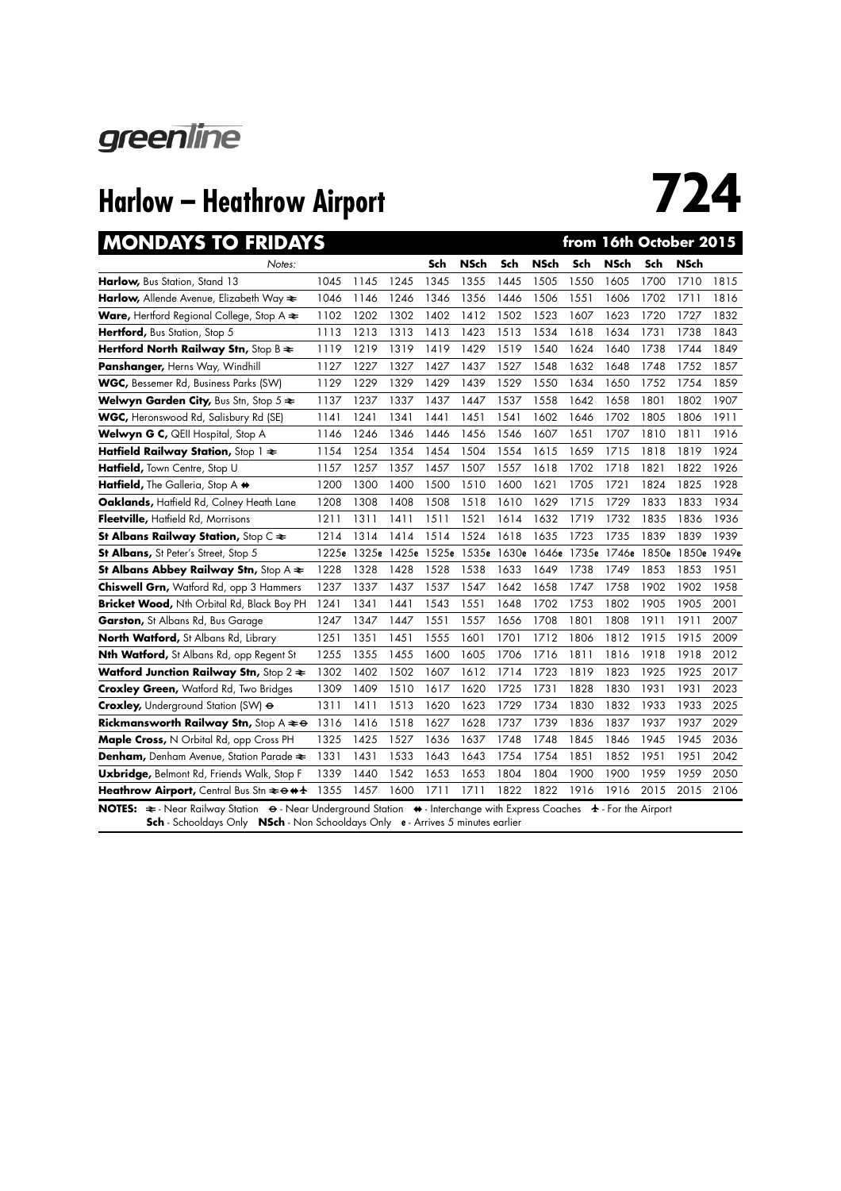greenline

# Harlow – Heathrow Airport

# 724

## MONDAYS TO FRIDAYS

**from 16th October 2015**

| Notes: | | | | Sch | NSch | Sch | NSch | Sch | NSch | Sch | NSch | |
|---|---|---|---|---|---|---|---|---|---|---|---|---|
| **Harlow,** Bus Station, Stand 13 | 1045 | 1145 | 1245 | 1345 | 1355 | 1445 | 1505 | 1550 | 1605 | 1700 | 1710 | 1815 |
| **Harlow,** Allende Avenue, Elizabeth Way ≠ | 1046 | 1146 | 1246 | 1346 | 1356 | 1446 | 1506 | 1551 | 1606 | 1702 | 1711 | 1816 |
| **Ware,** Hertford Regional College, Stop A ≠ | 1102 | 1202 | 1302 | 1402 | 1412 | 1502 | 1523 | 1607 | 1623 | 1720 | 1727 | 1832 |
| **Hertford,** Bus Station, Stop 5 | 1113 | 1213 | 1313 | 1413 | 1423 | 1513 | 1534 | 1618 | 1634 | 1731 | 1738 | 1843 |
| **Hertford North Railway Stn,** Stop B ≠ | 1119 | 1219 | 1319 | 1419 | 1429 | 1519 | 1540 | 1624 | 1640 | 1738 | 1744 | 1849 |
| **Panshanger,** Herns Way, Windhill | 1127 | 1227 | 1327 | 1427 | 1437 | 1527 | 1548 | 1632 | 1648 | 1748 | 1752 | 1857 |
| **WGC,** Bessemer Rd, Business Parks (SW) | 1129 | 1229 | 1329 | 1429 | 1439 | 1529 | 1550 | 1634 | 1650 | 1752 | 1754 | 1859 |
| **Welwyn Garden City,** Bus Stn, Stop 5 ≠ | 1137 | 1237 | 1337 | 1437 | 1447 | 1537 | 1558 | 1642 | 1658 | 1801 | 1802 | 1907 |
| **WGC,** Heronswood Rd, Salisbury Rd (SE) | 1141 | 1241 | 1341 | 1441 | 1451 | 1541 | 1602 | 1646 | 1702 | 1805 | 1806 | 1911 |
| **Welwyn G C,** QEII Hospital, Stop A | 1146 | 1246 | 1346 | 1446 | 1456 | 1546 | 1607 | 1651 | 1707 | 1810 | 1811 | 1916 |
| **Hatfield Railway Station,** Stop 1 ≠ | 1154 | 1254 | 1354 | 1454 | 1504 | 1554 | 1615 | 1659 | 1715 | 1818 | 1819 | 1924 |
| **Hatfield,** Town Centre, Stop U | 1157 | 1257 | 1357 | 1457 | 1507 | 1557 | 1618 | 1702 | 1718 | 1821 | 1822 | 1926 |
| **Hatfield,** The Galleria, Stop A ⇹ | 1200 | 1300 | 1400 | 1500 | 1510 | 1600 | 1621 | 1705 | 1721 | 1824 | 1825 | 1928 |
| **Oaklands,** Hatfield Rd, Colney Heath Lane | 1208 | 1308 | 1408 | 1508 | 1518 | 1610 | 1629 | 1715 | 1729 | 1833 | 1833 | 1934 |
| **Fleetville,** Hatfield Rd, Morrisons | 1211 | 1311 | 1411 | 1511 | 1521 | 1614 | 1632 | 1719 | 1732 | 1835 | 1836 | 1936 |
| **St Albans Railway Station,** Stop C ≠ | 1214 | 1314 | 1414 | 1514 | 1524 | 1618 | 1635 | 1723 | 1735 | 1839 | 1839 | 1939 |
| **St Albans,** St Peter's Street, Stop 5 | 1225e | 1325e | 1425e | 1525e | 1535e | 1630e | 1646e | 1735e | 1746e | 1850e | 1850e | 1949e |
| **St Albans Abbey Railway Stn,** Stop A ≠ | 1228 | 1328 | 1428 | 1528 | 1538 | 1633 | 1649 | 1738 | 1749 | 1853 | 1853 | 1951 |
| **Chiswell Grn,** Watford Rd, opp 3 Hammers | 1237 | 1337 | 1437 | 1537 | 1547 | 1642 | 1658 | 1747 | 1758 | 1902 | 1902 | 1958 |
| **Bricket Wood,** Nth Orbital Rd, Black Boy PH | 1241 | 1341 | 1441 | 1543 | 1551 | 1648 | 1702 | 1753 | 1802 | 1905 | 1905 | 2001 |
| **Garston,** St Albans Rd, Bus Garage | 1247 | 1347 | 1447 | 1551 | 1557 | 1656 | 1708 | 1801 | 1808 | 1911 | 1911 | 2007 |
| **North Watford,** St Albans Rd, Library | 1251 | 1351 | 1451 | 1555 | 1601 | 1701 | 1712 | 1806 | 1812 | 1915 | 1915 | 2009 |
| **Nth Watford,** St Albans Rd, opp Regent St | 1255 | 1355 | 1455 | 1600 | 1605 | 1706 | 1716 | 1811 | 1816 | 1918 | 1918 | 2012 |
| **Watford Junction Railway Stn,** Stop 2 ≠ | 1302 | 1402 | 1502 | 1607 | 1612 | 1714 | 1723 | 1819 | 1823 | 1925 | 1925 | 2017 |
| **Croxley Green,** Watford Rd, Two Bridges | 1309 | 1409 | 1510 | 1617 | 1620 | 1725 | 1731 | 1828 | 1830 | 1931 | 1931 | 2023 |
| **Croxley,** Underground Station (SW) ⊖ | 1311 | 1411 | 1513 | 1620 | 1623 | 1729 | 1734 | 1830 | 1832 | 1933 | 1933 | 2025 |
| **Rickmansworth Railway Stn,** Stop A ≠⊖ | 1316 | 1416 | 1518 | 1627 | 1628 | 1737 | 1739 | 1836 | 1837 | 1937 | 1937 | 2029 |
| **Maple Cross,** N Orbital Rd, opp Cross PH | 1325 | 1425 | 1527 | 1636 | 1637 | 1748 | 1748 | 1845 | 1846 | 1945 | 1945 | 2036 |
| **Denham,** Denham Avenue, Station Parade ≠ | 1331 | 1431 | 1533 | 1643 | 1643 | 1754 | 1754 | 1851 | 1852 | 1951 | 1951 | 2042 |
| **Uxbridge,** Belmont Rd, Friends Walk, Stop F | 1339 | 1440 | 1542 | 1653 | 1653 | 1804 | 1804 | 1900 | 1900 | 1959 | 1959 | 2050 |
| **Heathrow Airport,** Central Bus Stn ≠⊖⇹✈ | 1355 | 1457 | 1600 | 1711 | 1711 | 1822 | 1822 | 1916 | 1916 | 2015 | 2015 | 2106 |

**NOTES:** ≠ - Near Railway Station ⊖ - Near Underground Station ⇹ - Interchange with Express Coaches ✈ - For the Airport
**Sch** - Schooldays Only **NSch** - Non Schooldays Only **e** - Arrives 5 minutes earlier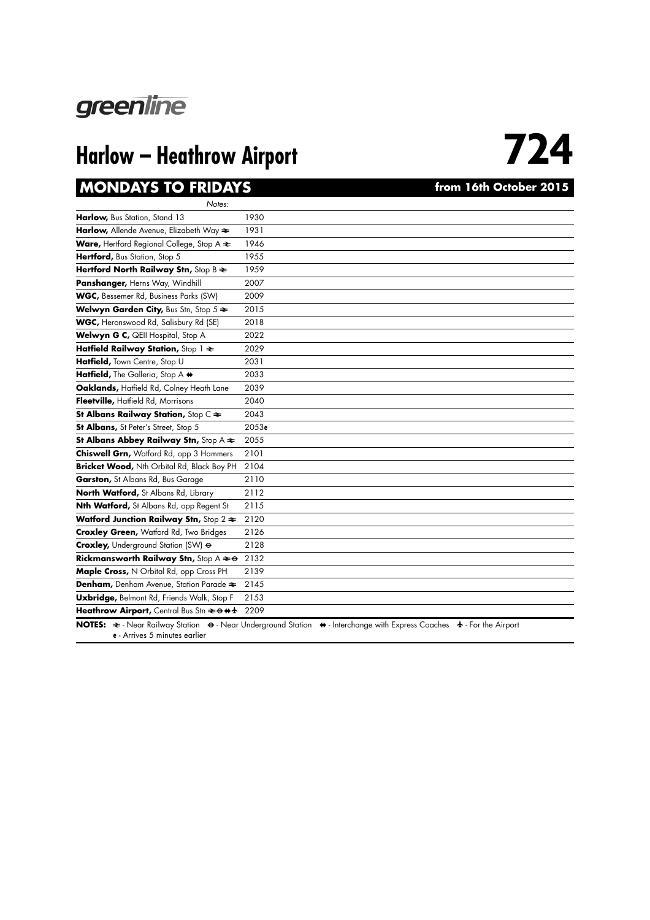greenline

# Harlow – Heathrow Airport

# 724

## MONDAYS TO FRIDAYS

**from 16th October 2015**

| *Notes:* | |
|---|---|
| **Harlow,** Bus Station, Stand 13 | 1930 |
| **Harlow,** Allende Avenue, Elizabeth Way ≋ | 1931 |
| **Ware,** Hertford Regional College, Stop A ≋ | 1946 |
| **Hertford,** Bus Station, Stop 5 | 1955 |
| **Hertford North Railway Stn,** Stop B ≋ | 1959 |
| **Panshanger,** Herns Way, Windhill | 2007 |
| **WGC,** Bessemer Rd, Business Parks (SW) | 2009 |
| **Welwyn Garden City,** Bus Stn, Stop 5 ≋ | 2015 |
| **WGC,** Heronswood Rd, Salisbury Rd (SE) | 2018 |
| **Welwyn G C,** QEII Hospital, Stop A | 2022 |
| **Hatfield Railway Station,** Stop 1 ≋ | 2029 |
| **Hatfield,** Town Centre, Stop U | 2031 |
| **Hatfield,** The Galleria, Stop A ⇹ | 2033 |
| **Oaklands,** Hatfield Rd, Colney Heath Lane | 2039 |
| **Fleetville,** Hatfield Rd, Morrisons | 2040 |
| **St Albans Railway Station,** Stop C ≋ | 2043 |
| **St Albans,** St Peter's Street, Stop 5 | 2053**e** |
| **St Albans Abbey Railway Stn,** Stop A ≋ | 2055 |
| **Chiswell Grn,** Watford Rd, opp 3 Hammers | 2101 |
| **Bricket Wood,** Nth Orbital Rd, Black Boy PH | 2104 |
| **Garston,** St Albans Rd, Bus Garage | 2110 |
| **North Watford,** St Albans Rd, Library | 2112 |
| **Nth Watford,** St Albans Rd, opp Regent St | 2115 |
| **Watford Junction Railway Stn,** Stop 2 ≋ | 2120 |
| **Croxley Green,** Watford Rd, Two Bridges | 2126 |
| **Croxley,** Underground Station (SW) ⊖ | 2128 |
| **Rickmansworth Railway Stn,** Stop A ≋⊖ | 2132 |
| **Maple Cross,** N Orbital Rd, opp Cross PH | 2139 |
| **Denham,** Denham Avenue, Station Parade ≋ | 2145 |
| **Uxbridge,** Belmont Rd, Friends Walk, Stop F | 2153 |
| **Heathrow Airport,** Central Bus Stn ≋⊖⇹✈ | 2209 |

**NOTES:** ≋ - Near Railway Station ⊖ - Near Underground Station ⇹ - Interchange with Express Coaches ✈ - For the Airport
**e** - Arrives 5 minutes earlier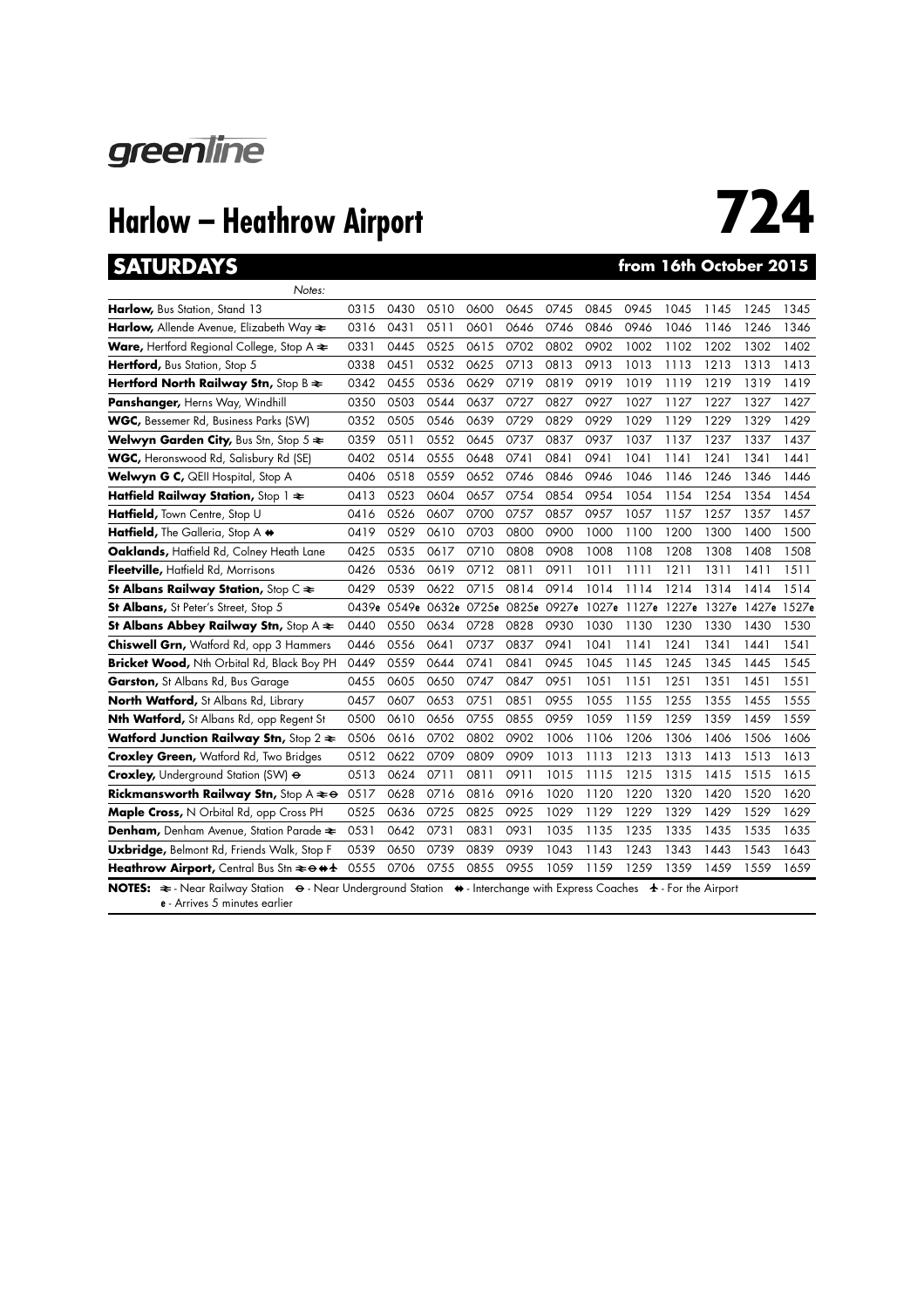greenline

# Harlow – Heathrow Airport

# 724

## SATURDAYS

**from 16th October 2015**

| Notes: | | | | | | | | | | | | |
|---|---|---|---|---|---|---|---|---|---|---|---|---|
| **Harlow,** Bus Station, Stand 13 | 0315 | 0430 | 0510 | 0600 | 0645 | 0745 | 0845 | 0945 | 1045 | 1145 | 1245 | 1345 |
| **Harlow,** Allende Avenue, Elizabeth Way ≈ | 0316 | 0431 | 0511 | 0601 | 0646 | 0746 | 0846 | 0946 | 1046 | 1146 | 1246 | 1346 |
| **Ware,** Hertford Regional College, Stop A ≈ | 0331 | 0445 | 0525 | 0615 | 0702 | 0802 | 0902 | 1002 | 1102 | 1202 | 1302 | 1402 |
| **Hertford,** Bus Station, Stop 5 | 0338 | 0451 | 0532 | 0625 | 0713 | 0813 | 0913 | 1013 | 1113 | 1213 | 1313 | 1413 |
| **Hertford North Railway Stn,** Stop B ≈ | 0342 | 0455 | 0536 | 0629 | 0719 | 0819 | 0919 | 1019 | 1119 | 1219 | 1319 | 1419 |
| **Panshanger,** Herns Way, Windhill | 0350 | 0503 | 0544 | 0637 | 0727 | 0827 | 0927 | 1027 | 1127 | 1227 | 1327 | 1427 |
| **WGC,** Bessemer Rd, Business Parks (SW) | 0352 | 0505 | 0546 | 0639 | 0729 | 0829 | 0929 | 1029 | 1129 | 1229 | 1329 | 1429 |
| **Welwyn Garden City,** Bus Stn, Stop 5 ≈ | 0359 | 0511 | 0552 | 0645 | 0737 | 0837 | 0937 | 1037 | 1137 | 1237 | 1337 | 1437 |
| **WGC,** Heronswood Rd, Salisbury Rd (SE) | 0402 | 0514 | 0555 | 0648 | 0741 | 0841 | 0941 | 1041 | 1141 | 1241 | 1341 | 1441 |
| **Welwyn G C,** QEII Hospital, Stop A | 0406 | 0518 | 0559 | 0652 | 0746 | 0846 | 0946 | 1046 | 1146 | 1246 | 1346 | 1446 |
| **Hatfield Railway Station,** Stop 1 ≈ | 0413 | 0523 | 0604 | 0657 | 0754 | 0854 | 0954 | 1054 | 1154 | 1254 | 1354 | 1454 |
| **Hatfield,** Town Centre, Stop U | 0416 | 0526 | 0607 | 0700 | 0757 | 0857 | 0957 | 1057 | 1157 | 1257 | 1357 | 1457 |
| **Hatfield,** The Galleria, Stop A ⇹ | 0419 | 0529 | 0610 | 0703 | 0800 | 0900 | 1000 | 1100 | 1200 | 1300 | 1400 | 1500 |
| **Oaklands,** Hatfield Rd, Colney Heath Lane | 0425 | 0535 | 0617 | 0710 | 0808 | 0908 | 1008 | 1108 | 1208 | 1308 | 1408 | 1508 |
| **Fleetville,** Hatfield Rd, Morrisons | 0426 | 0536 | 0619 | 0712 | 0811 | 0911 | 1011 | 1111 | 1211 | 1311 | 1411 | 1511 |
| **St Albans Railway Station,** Stop C ≈ | 0429 | 0539 | 0622 | 0715 | 0814 | 0914 | 1014 | 1114 | 1214 | 1314 | 1414 | 1514 |
| **St Albans,** St Peter's Street, Stop 5 | 0439e | 0549e | 0632e | 0725e | 0825e | 0927e | 1027e | 1127e | 1227e | 1327e | 1427e | 1527e |
| **St Albans Abbey Railway Stn,** Stop A ≈ | 0440 | 0550 | 0634 | 0728 | 0828 | 0930 | 1030 | 1130 | 1230 | 1330 | 1430 | 1530 |
| **Chiswell Grn,** Watford Rd, opp 3 Hammers | 0446 | 0556 | 0641 | 0737 | 0837 | 0941 | 1041 | 1141 | 1241 | 1341 | 1441 | 1541 |
| **Bricket Wood,** Nth Orbital Rd, Black Boy PH | 0449 | 0559 | 0644 | 0741 | 0841 | 0945 | 1045 | 1145 | 1245 | 1345 | 1445 | 1545 |
| **Garston,** St Albans Rd, Bus Garage | 0455 | 0605 | 0650 | 0747 | 0847 | 0951 | 1051 | 1151 | 1251 | 1351 | 1451 | 1551 |
| **North Watford,** St Albans Rd, Library | 0457 | 0607 | 0653 | 0751 | 0851 | 0955 | 1055 | 1155 | 1255 | 1355 | 1455 | 1555 |
| **Nth Watford,** St Albans Rd, opp Regent St | 0500 | 0610 | 0656 | 0755 | 0855 | 0959 | 1059 | 1159 | 1259 | 1359 | 1459 | 1559 |
| **Watford Junction Railway Stn,** Stop 2 ≈ | 0506 | 0616 | 0702 | 0802 | 0902 | 1006 | 1106 | 1206 | 1306 | 1406 | 1506 | 1606 |
| **Croxley Green,** Watford Rd, Two Bridges | 0512 | 0622 | 0709 | 0809 | 0909 | 1013 | 1113 | 1213 | 1313 | 1413 | 1513 | 1613 |
| **Croxley,** Underground Station (SW) ⊖ | 0513 | 0624 | 0711 | 0811 | 0911 | 1015 | 1115 | 1215 | 1315 | 1415 | 1515 | 1615 |
| **Rickmansworth Railway Stn,** Stop A ≈⊖ | 0517 | 0628 | 0716 | 0816 | 0916 | 1020 | 1120 | 1220 | 1320 | 1420 | 1520 | 1620 |
| **Maple Cross,** N Orbital Rd, opp Cross PH | 0525 | 0636 | 0725 | 0825 | 0925 | 1029 | 1129 | 1229 | 1329 | 1429 | 1529 | 1629 |
| **Denham,** Denham Avenue, Station Parade ≈ | 0531 | 0642 | 0731 | 0831 | 0931 | 1035 | 1135 | 1235 | 1335 | 1435 | 1535 | 1635 |
| **Uxbridge,** Belmont Rd, Friends Walk, Stop F | 0539 | 0650 | 0739 | 0839 | 0939 | 1043 | 1143 | 1243 | 1343 | 1443 | 1543 | 1643 |
| **Heathrow Airport,** Central Bus Stn ≈⊖⇹✈ | 0555 | 0706 | 0755 | 0855 | 0955 | 1059 | 1159 | 1259 | 1359 | 1459 | 1559 | 1659 |

**NOTES:** ≈ - Near Railway Station ⊖ - Near Underground Station ⇹ - Interchange with Express Coaches ✈ - For the Airport
e - Arrives 5 minutes earlier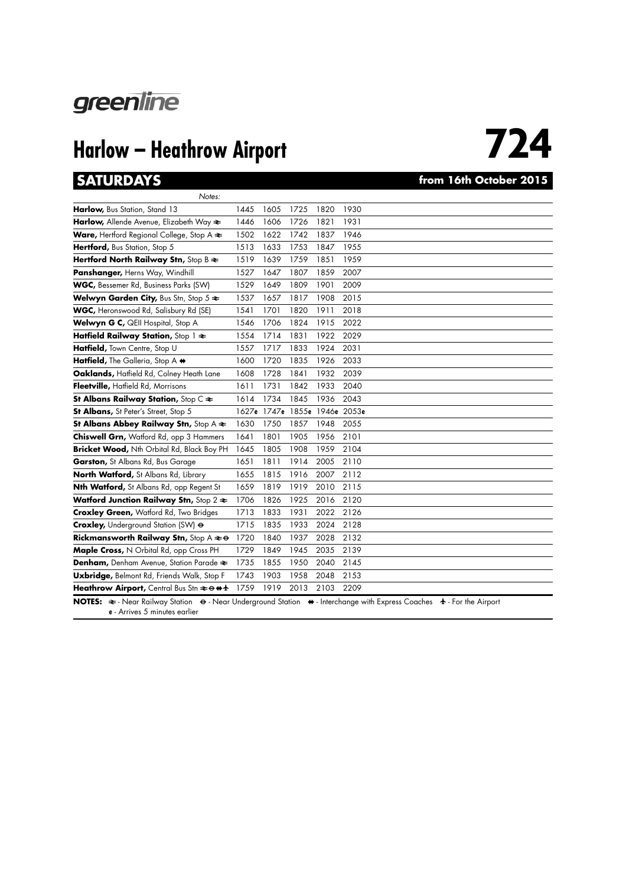greenline

# Harlow – Heathrow Airport

# 724

## SATURDAYS

**from 16th October 2015**

| *Notes:* | | | | | |
|---|---|---|---|---|---|
| **Harlow,** Bus Station, Stand 13 | 1445 | 1605 | 1725 | 1820 | 1930 |
| **Harlow,** Allende Avenue, Elizabeth Way ≉ | 1446 | 1606 | 1726 | 1821 | 1931 |
| **Ware,** Hertford Regional College, Stop A ≉ | 1502 | 1622 | 1742 | 1837 | 1946 |
| **Hertford,** Bus Station, Stop 5 | 1513 | 1633 | 1753 | 1847 | 1955 |
| **Hertford North Railway Stn,** Stop B ≉ | 1519 | 1639 | 1759 | 1851 | 1959 |
| **Panshanger,** Herns Way, Windhill | 1527 | 1647 | 1807 | 1859 | 2007 |
| **WGC,** Bessemer Rd, Business Parks (SW) | 1529 | 1649 | 1809 | 1901 | 2009 |
| **Welwyn Garden City,** Bus Stn, Stop 5 ≉ | 1537 | 1657 | 1817 | 1908 | 2015 |
| **WGC,** Heronswood Rd, Salisbury Rd (SE) | 1541 | 1701 | 1820 | 1911 | 2018 |
| **Welwyn G C,** QEII Hospital, Stop A | 1546 | 1706 | 1824 | 1915 | 2022 |
| **Hatfield Railway Station,** Stop 1 ≉ | 1554 | 1714 | 1831 | 1922 | 2029 |
| **Hatfield,** Town Centre, Stop U | 1557 | 1717 | 1833 | 1924 | 2031 |
| **Hatfield,** The Galleria, Stop A ⇼ | 1600 | 1720 | 1835 | 1926 | 2033 |
| **Oaklands,** Hatfield Rd, Colney Heath Lane | 1608 | 1728 | 1841 | 1932 | 2039 |
| **Fleetville,** Hatfield Rd, Morrisons | 1611 | 1731 | 1842 | 1933 | 2040 |
| **St Albans Railway Station,** Stop C ≉ | 1614 | 1734 | 1845 | 1936 | 2043 |
| **St Albans,** St Peter's Street, Stop 5 | 1627e | 1747e | 1855e | 1946e | 2053e |
| **St Albans Abbey Railway Stn,** Stop A ≉ | 1630 | 1750 | 1857 | 1948 | 2055 |
| **Chiswell Grn,** Watford Rd, opp 3 Hammers | 1641 | 1801 | 1905 | 1956 | 2101 |
| **Bricket Wood,** Nth Orbital Rd, Black Boy PH | 1645 | 1805 | 1908 | 1959 | 2104 |
| **Garston,** St Albans Rd, Bus Garage | 1651 | 1811 | 1914 | 2005 | 2110 |
| **North Watford,** St Albans Rd, Library | 1655 | 1815 | 1916 | 2007 | 2112 |
| **Nth Watford,** St Albans Rd, opp Regent St | 1659 | 1819 | 1919 | 2010 | 2115 |
| **Watford Junction Railway Stn,** Stop 2 ≉ | 1706 | 1826 | 1925 | 2016 | 2120 |
| **Croxley Green,** Watford Rd, Two Bridges | 1713 | 1833 | 1931 | 2022 | 2126 |
| **Croxley,** Underground Station (SW) ⊖ | 1715 | 1835 | 1933 | 2024 | 2128 |
| **Rickmansworth Railway Stn,** Stop A ≉⊖ | 1720 | 1840 | 1937 | 2028 | 2132 |
| **Maple Cross,** N Orbital Rd, opp Cross PH | 1729 | 1849 | 1945 | 2035 | 2139 |
| **Denham,** Denham Avenue, Station Parade ≉ | 1735 | 1855 | 1950 | 2040 | 2145 |
| **Uxbridge,** Belmont Rd, Friends Walk, Stop F | 1743 | 1903 | 1958 | 2048 | 2153 |
| **Heathrow Airport,** Central Bus Stn ≉⊖⇼✈ | 1759 | 1919 | 2013 | 2103 | 2209 |

**NOTES:** ≉ - Near Railway Station ⊖ - Near Underground Station ⇼ - Interchange with Express Coaches ✈ - For the Airport
e - Arrives 5 minutes earlier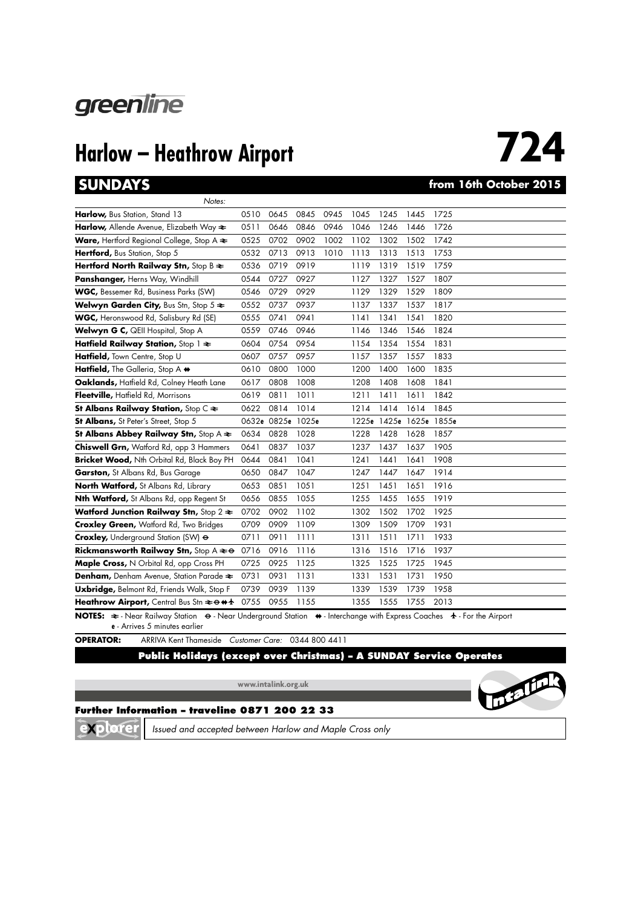greenline

# Harlow – Heathrow Airport **724**

## SUNDAYS from 16th October 2015

| Notes: | | | | | | | | |
|---|---|---|---|---|---|---|---|---|
| **Harlow,** Bus Station, Stand 13 | 0510 | 0645 | 0845 | 0945 | 1045 | 1245 | 1445 | 1725 |
| **Harlow,** Allende Avenue, Elizabeth Way ≉ | 0511 | 0646 | 0846 | 0946 | 1046 | 1246 | 1446 | 1726 |
| **Ware,** Hertford Regional College, Stop A ≉ | 0525 | 0702 | 0902 | 1002 | 1102 | 1302 | 1502 | 1742 |
| **Hertford,** Bus Station, Stop 5 | 0532 | 0713 | 0913 | 1010 | 1113 | 1313 | 1513 | 1753 |
| **Hertford North Railway Stn,** Stop B ≉ | 0536 | 0719 | 0919 | | 1119 | 1319 | 1519 | 1759 |
| **Panshanger,** Herns Way, Windhill | 0544 | 0727 | 0927 | | 1127 | 1327 | 1527 | 1807 |
| **WGC,** Bessemer Rd, Business Parks (SW) | 0546 | 0729 | 0929 | | 1129 | 1329 | 1529 | 1809 |
| **Welwyn Garden City,** Bus Stn, Stop 5 ≉ | 0552 | 0737 | 0937 | | 1137 | 1337 | 1537 | 1817 |
| **WGC,** Heronswood Rd, Salisbury Rd (SE) | 0555 | 0741 | 0941 | | 1141 | 1341 | 1541 | 1820 |
| **Welwyn G C,** QEII Hospital, Stop A | 0559 | 0746 | 0946 | | 1146 | 1346 | 1546 | 1824 |
| **Hatfield Railway Station,** Stop 1 ≉ | 0604 | 0754 | 0954 | | 1154 | 1354 | 1554 | 1831 |
| **Hatfield,** Town Centre, Stop U | 0607 | 0757 | 0957 | | 1157 | 1357 | 1557 | 1833 |
| **Hatfield,** The Galleria, Stop A ⇹ | 0610 | 0800 | 1000 | | 1200 | 1400 | 1600 | 1835 |
| **Oaklands,** Hatfield Rd, Colney Heath Lane | 0617 | 0808 | 1008 | | 1208 | 1408 | 1608 | 1841 |
| **Fleetville,** Hatfield Rd, Morrisons | 0619 | 0811 | 1011 | | 1211 | 1411 | 1611 | 1842 |
| **St Albans Railway Station,** Stop C ≉ | 0622 | 0814 | 1014 | | 1214 | 1414 | 1614 | 1845 |
| **St Albans,** St Peter's Street, Stop 5 | 0632**e** | 0825**e** | 1025**e** | | 1225**e** | 1425**e** | 1625**e** | 1855**e** |
| **St Albans Abbey Railway Stn,** Stop A ≉ | 0634 | 0828 | 1028 | | 1228 | 1428 | 1628 | 1857 |
| **Chiswell Grn,** Watford Rd, opp 3 Hammers | 0641 | 0837 | 1037 | | 1237 | 1437 | 1637 | 1905 |
| **Bricket Wood,** Nth Orbital Rd, Black Boy PH | 0644 | 0841 | 1041 | | 1241 | 1441 | 1641 | 1908 |
| **Garston,** St Albans Rd, Bus Garage | 0650 | 0847 | 1047 | | 1247 | 1447 | 1647 | 1914 |
| **North Watford,** St Albans Rd, Library | 0653 | 0851 | 1051 | | 1251 | 1451 | 1651 | 1916 |
| **Nth Watford,** St Albans Rd, opp Regent St | 0656 | 0855 | 1055 | | 1255 | 1455 | 1655 | 1919 |
| **Watford Junction Railway Stn,** Stop 2 ≉ | 0702 | 0902 | 1102 | | 1302 | 1502 | 1702 | 1925 |
| **Croxley Green,** Watford Rd, Two Bridges | 0709 | 0909 | 1109 | | 1309 | 1509 | 1709 | 1931 |
| **Croxley,** Underground Station (SW) ⊖ | 0711 | 0911 | 1111 | | 1311 | 1511 | 1711 | 1933 |
| **Rickmansworth Railway Stn,** Stop A ≉⊖ | 0716 | 0916 | 1116 | | 1316 | 1516 | 1716 | 1937 |
| **Maple Cross,** N Orbital Rd, opp Cross PH | 0725 | 0925 | 1125 | | 1325 | 1525 | 1725 | 1945 |
| **Denham,** Denham Avenue, Station Parade ≉ | 0731 | 0931 | 1131 | | 1331 | 1531 | 1731 | 1950 |
| **Uxbridge,** Belmont Rd, Friends Walk, Stop F | 0739 | 0939 | 1139 | | 1339 | 1539 | 1739 | 1958 |
| **Heathrow Airport,** Central Bus Stn ≉⊖⇹✈ | 0755 | 0955 | 1155 | | 1355 | 1555 | 1755 | 2013 |

**NOTES:** ≉ - Near Railway Station ⊖ - Near Underground Station ⇹ - Interchange with Express Coaches ✈ - For the Airport
**e** - Arrives 5 minutes earlier

**OPERATOR:** ARRIVA Kent Thameside *Customer Care:* 0344 800 4411

**Public Holidays (except over Christmas) – A SUNDAY Service Operates**

www.intalink.org.uk

Intalink

**Further Information – traveline 0871 200 22 33**

explorer *Issued and accepted between Harlow and Maple Cross only*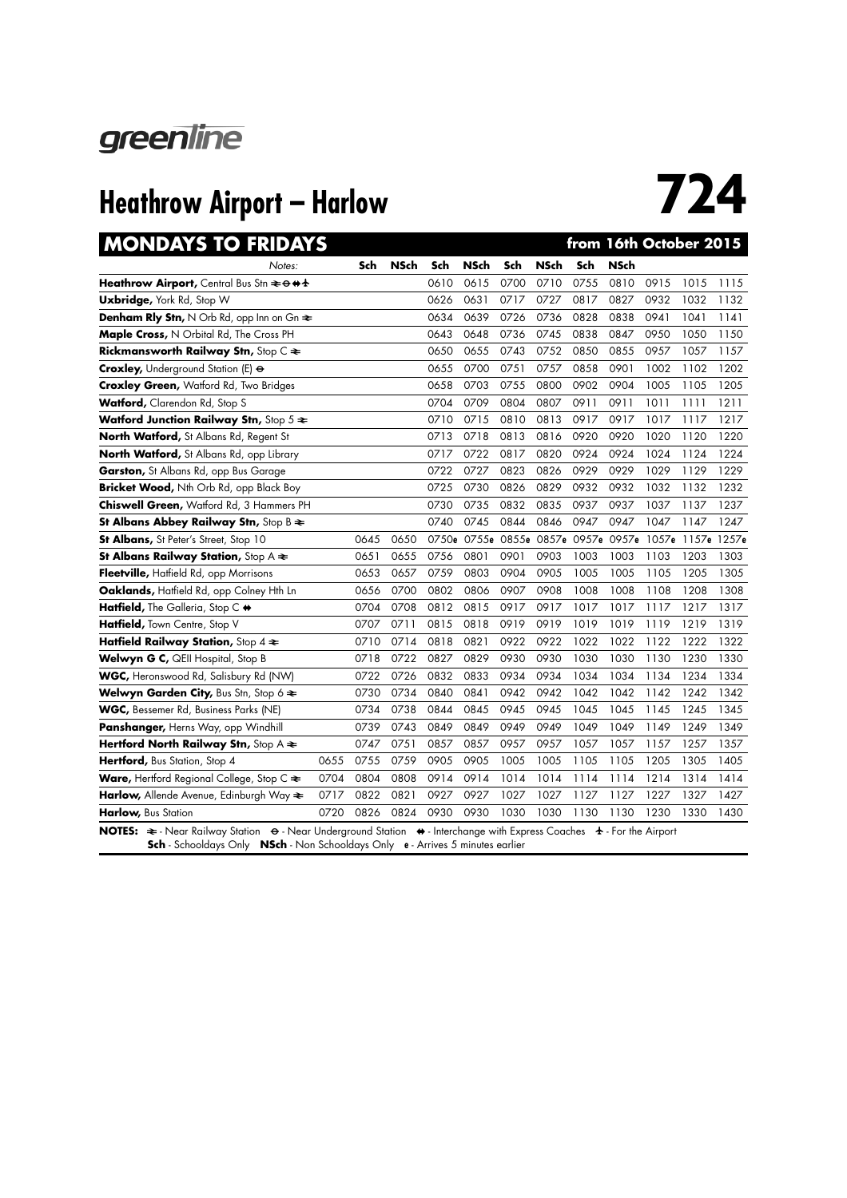greenline

# Heathrow Airport – Harlow **724**

## MONDAYS TO FRIDAYS — from 16th October 2015

| Notes: | | Sch | NSch | Sch | NSch | Sch | NSch | Sch | NSch | | | |
|---|---|---|---|---|---|---|---|---|---|---|---|---|
| **Heathrow Airport,** Central Bus Stn ⇌ ⊖ ↔ ✈ | | | | 0610 | 0615 | 0700 | 0710 | 0755 | 0810 | 0915 | 1015 | 1115 |
| **Uxbridge,** York Rd, Stop W | | | | 0626 | 0631 | 0717 | 0727 | 0817 | 0827 | 0932 | 1032 | 1132 |
| **Denham Rly Stn,** N Orb Rd, opp Inn on Gn ⇌ | | | | 0634 | 0639 | 0726 | 0736 | 0828 | 0838 | 0941 | 1041 | 1141 |
| **Maple Cross,** N Orbital Rd, The Cross PH | | | | 0643 | 0648 | 0736 | 0745 | 0838 | 0847 | 0950 | 1050 | 1150 |
| **Rickmansworth Railway Stn,** Stop C ⇌ | | | | 0650 | 0655 | 0743 | 0752 | 0850 | 0855 | 0957 | 1057 | 1157 |
| **Croxley,** Underground Station (E) ⊖ | | | | 0655 | 0700 | 0751 | 0757 | 0858 | 0901 | 1002 | 1102 | 1202 |
| **Croxley Green,** Watford Rd, Two Bridges | | | | 0658 | 0703 | 0755 | 0800 | 0902 | 0904 | 1005 | 1105 | 1205 |
| **Watford,** Clarendon Rd, Stop S | | | | 0704 | 0709 | 0804 | 0807 | 0911 | 0911 | 1011 | 1111 | 1211 |
| **Watford Junction Railway Stn,** Stop 5 ⇌ | | | | 0710 | 0715 | 0810 | 0813 | 0917 | 0917 | 1017 | 1117 | 1217 |
| **North Watford,** St Albans Rd, Regent St | | | | 0713 | 0718 | 0813 | 0816 | 0920 | 0920 | 1020 | 1120 | 1220 |
| **North Watford,** St Albans Rd, opp Library | | | | 0717 | 0722 | 0817 | 0820 | 0924 | 0924 | 1024 | 1124 | 1224 |
| **Garston,** St Albans Rd, opp Bus Garage | | | | 0722 | 0727 | 0823 | 0826 | 0929 | 0929 | 1029 | 1129 | 1229 |
| **Bricket Wood,** Nth Orb Rd, opp Black Boy | | | | 0725 | 0730 | 0826 | 0829 | 0932 | 0932 | 1032 | 1132 | 1232 |
| **Chiswell Green,** Watford Rd, 3 Hammers PH | | | | 0730 | 0735 | 0832 | 0835 | 0937 | 0937 | 1037 | 1137 | 1237 |
| **St Albans Abbey Railway Stn,** Stop B ⇌ | | | | 0740 | 0745 | 0844 | 0846 | 0947 | 0947 | 1047 | 1147 | 1247 |
| **St Albans,** St Peter's Street, Stop 10 | | 0645 | 0650 | 0750e | 0755e | 0855e | 0857e | 0957e | 0957e | 1057e | 1157e | 1257e |
| **St Albans Railway Station,** Stop A ⇌ | | 0651 | 0655 | 0756 | 0801 | 0901 | 0903 | 1003 | 1003 | 1103 | 1203 | 1303 |
| **Fleetville,** Hatfield Rd, opp Morrisons | | 0653 | 0657 | 0759 | 0803 | 0904 | 0905 | 1005 | 1005 | 1105 | 1205 | 1305 |
| **Oaklands,** Hatfield Rd, opp Colney Hth Ln | | 0656 | 0700 | 0802 | 0806 | 0907 | 0908 | 1008 | 1008 | 1108 | 1208 | 1308 |
| **Hatfield,** The Galleria, Stop C ↔ | | 0704 | 0708 | 0812 | 0815 | 0917 | 0917 | 1017 | 1017 | 1117 | 1217 | 1317 |
| **Hatfield,** Town Centre, Stop V | | 0707 | 0711 | 0815 | 0818 | 0919 | 0919 | 1019 | 1019 | 1119 | 1219 | 1319 |
| **Hatfield Railway Station,** Stop 4 ⇌ | | 0710 | 0714 | 0818 | 0821 | 0922 | 0922 | 1022 | 1022 | 1122 | 1222 | 1322 |
| **Welwyn G C,** QEII Hospital, Stop B | | 0718 | 0722 | 0827 | 0829 | 0930 | 0930 | 1030 | 1030 | 1130 | 1230 | 1330 |
| **WGC,** Heronswood Rd, Salisbury Rd (NW) | | 0722 | 0726 | 0832 | 0833 | 0934 | 0934 | 1034 | 1034 | 1134 | 1234 | 1334 |
| **Welwyn Garden City,** Bus Stn, Stop 6 ⇌ | | 0730 | 0734 | 0840 | 0841 | 0942 | 0942 | 1042 | 1042 | 1142 | 1242 | 1342 |
| **WGC,** Bessemer Rd, Business Parks (NE) | | 0734 | 0738 | 0844 | 0845 | 0945 | 0945 | 1045 | 1045 | 1145 | 1245 | 1345 |
| **Panshanger,** Herns Way, opp Windhill | | 0739 | 0743 | 0849 | 0849 | 0949 | 0949 | 1049 | 1049 | 1149 | 1249 | 1349 |
| **Hertford North Railway Stn,** Stop A ⇌ | | 0747 | 0751 | 0857 | 0857 | 0957 | 0957 | 1057 | 1057 | 1157 | 1257 | 1357 |
| **Hertford,** Bus Station, Stop 4 | 0655 | 0755 | 0759 | 0905 | 0905 | 1005 | 1005 | 1105 | 1105 | 1205 | 1305 | 1405 |
| **Ware,** Hertford Regional College, Stop C ⇌ | 0704 | 0804 | 0808 | 0914 | 0914 | 1014 | 1014 | 1114 | 1114 | 1214 | 1314 | 1414 |
| **Harlow,** Allende Avenue, Edinburgh Way ⇌ | 0717 | 0822 | 0821 | 0927 | 0927 | 1027 | 1027 | 1127 | 1127 | 1227 | 1327 | 1427 |
| **Harlow,** Bus Station | 0720 | 0826 | 0824 | 0930 | 0930 | 1030 | 1030 | 1130 | 1130 | 1230 | 1330 | 1430 |

**NOTES:** ⇌ - Near Railway Station ⊖ - Near Underground Station ↔ - Interchange with Express Coaches ✈ - For the Airport
**Sch** - Schooldays Only **NSch** - Non Schooldays Only **e** - Arrives 5 minutes earlier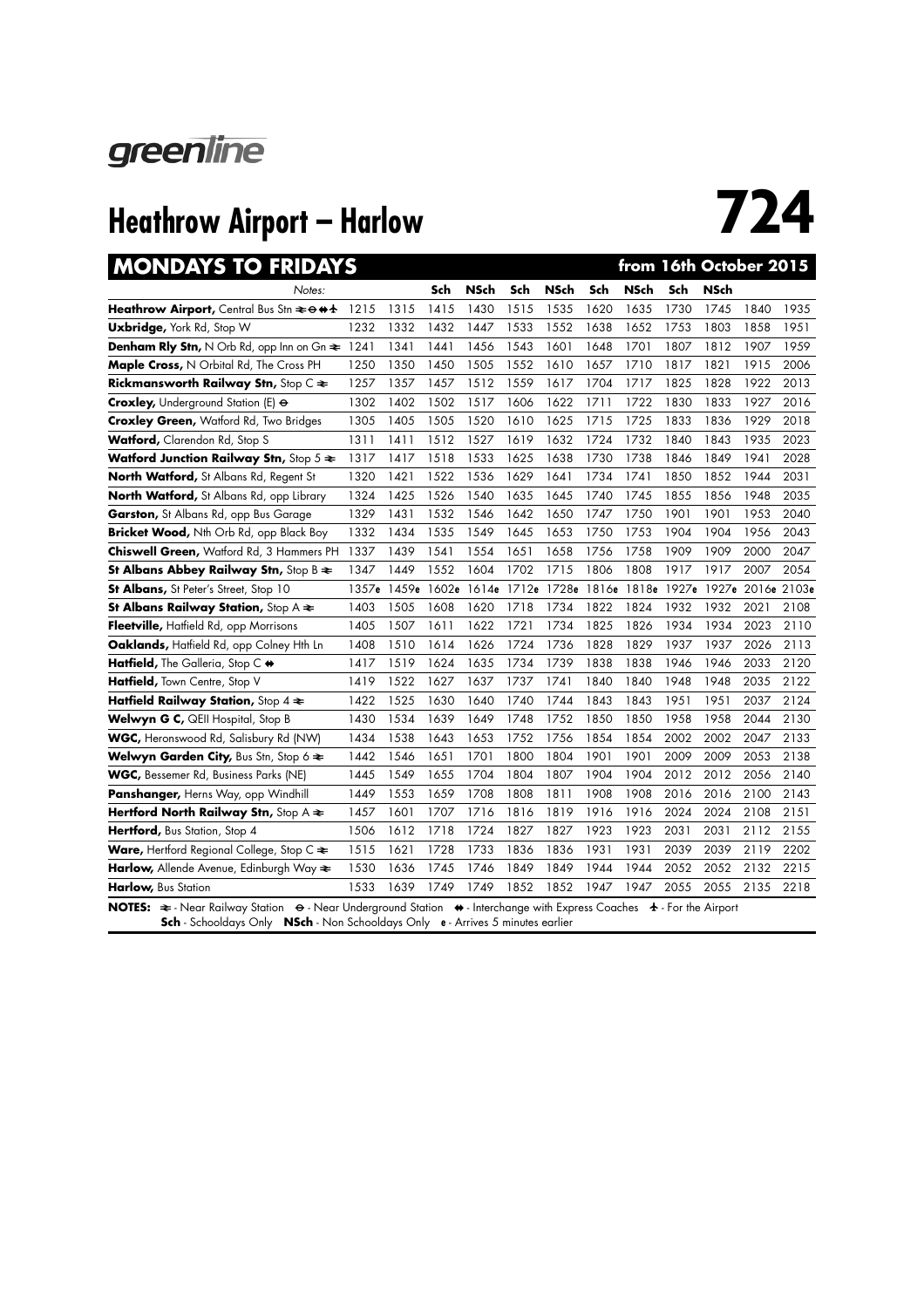greenline

# Heathrow Airport – Harlow

# 724

## MONDAYS TO FRIDAYS — from 16th October 2015

| Notes: | | | Sch | NSch | Sch | NSch | Sch | NSch | Sch | NSch | | |
|---|---|---|---|---|---|---|---|---|---|---|---|---|
| **Heathrow Airport,** Central Bus Stn ≠ ⊖ ⇺ ✈ | 1215 | 1315 | 1415 | 1430 | 1515 | 1535 | 1620 | 1635 | 1730 | 1745 | 1840 | 1935 |
| **Uxbridge,** York Rd, Stop W | 1232 | 1332 | 1432 | 1447 | 1533 | 1552 | 1638 | 1652 | 1753 | 1803 | 1858 | 1951 |
| **Denham Rly Stn,** N Orb Rd, opp Inn on Gn ≠ | 1241 | 1341 | 1441 | 1456 | 1543 | 1601 | 1648 | 1701 | 1807 | 1812 | 1907 | 1959 |
| **Maple Cross,** N Orbital Rd, The Cross PH | 1250 | 1350 | 1450 | 1505 | 1552 | 1610 | 1657 | 1710 | 1817 | 1821 | 1915 | 2006 |
| **Rickmansworth Railway Stn,** Stop C ≠ | 1257 | 1357 | 1457 | 1512 | 1559 | 1617 | 1704 | 1717 | 1825 | 1828 | 1922 | 2013 |
| **Croxley,** Underground Station (E) ⊖ | 1302 | 1402 | 1502 | 1517 | 1606 | 1622 | 1711 | 1722 | 1830 | 1833 | 1927 | 2016 |
| **Croxley Green,** Watford Rd, Two Bridges | 1305 | 1405 | 1505 | 1520 | 1610 | 1625 | 1715 | 1725 | 1833 | 1836 | 1929 | 2018 |
| **Watford,** Clarendon Rd, Stop S | 1311 | 1411 | 1512 | 1527 | 1619 | 1632 | 1724 | 1732 | 1840 | 1843 | 1935 | 2023 |
| **Watford Junction Railway Stn,** Stop 5 ≠ | 1317 | 1417 | 1518 | 1533 | 1625 | 1638 | 1730 | 1738 | 1846 | 1849 | 1941 | 2028 |
| **North Watford,** St Albans Rd, Regent St | 1320 | 1421 | 1522 | 1536 | 1629 | 1641 | 1734 | 1741 | 1850 | 1852 | 1944 | 2031 |
| **North Watford,** St Albans Rd, opp Library | 1324 | 1425 | 1526 | 1540 | 1635 | 1645 | 1740 | 1745 | 1855 | 1856 | 1948 | 2035 |
| **Garston,** St Albans Rd, opp Bus Garage | 1329 | 1431 | 1532 | 1546 | 1642 | 1650 | 1747 | 1750 | 1901 | 1901 | 1953 | 2040 |
| **Bricket Wood,** Nth Orb Rd, opp Black Boy | 1332 | 1434 | 1535 | 1549 | 1645 | 1653 | 1750 | 1753 | 1904 | 1904 | 1956 | 2043 |
| **Chiswell Green,** Watford Rd, 3 Hammers PH | 1337 | 1439 | 1541 | 1554 | 1651 | 1658 | 1756 | 1758 | 1909 | 1909 | 2000 | 2047 |
| **St Albans Abbey Railway Stn,** Stop B ≠ | 1347 | 1449 | 1552 | 1604 | 1702 | 1715 | 1806 | 1808 | 1917 | 1917 | 2007 | 2054 |
| **St Albans,** St Peter's Street, Stop 10 | 1357e | 1459e | 1602e | 1614e | 1712e | 1728e | 1816e | 1818e | 1927e | 1927e | 2016e | 2103e |
| **St Albans Railway Station,** Stop A ≠ | 1403 | 1505 | 1608 | 1620 | 1718 | 1734 | 1822 | 1824 | 1932 | 1932 | 2021 | 2108 |
| **Fleetville,** Hatfield Rd, opp Morrisons | 1405 | 1507 | 1611 | 1622 | 1721 | 1734 | 1825 | 1826 | 1934 | 1934 | 2023 | 2110 |
| **Oaklands,** Hatfield Rd, opp Colney Hth Ln | 1408 | 1510 | 1614 | 1626 | 1724 | 1736 | 1828 | 1829 | 1937 | 1937 | 2026 | 2113 |
| **Hatfield,** The Galleria, Stop C ⇺ | 1417 | 1519 | 1624 | 1635 | 1734 | 1739 | 1838 | 1838 | 1946 | 1946 | 2033 | 2120 |
| **Hatfield,** Town Centre, Stop V | 1419 | 1522 | 1627 | 1637 | 1737 | 1741 | 1840 | 1840 | 1948 | 1948 | 2035 | 2122 |
| **Hatfield Railway Station,** Stop 4 ≠ | 1422 | 1525 | 1630 | 1640 | 1740 | 1744 | 1843 | 1843 | 1951 | 1951 | 2037 | 2124 |
| **Welwyn G C,** QEII Hospital, Stop B | 1430 | 1534 | 1639 | 1649 | 1748 | 1752 | 1850 | 1850 | 1958 | 1958 | 2044 | 2130 |
| **WGC,** Heronswood Rd, Salisbury Rd (NW) | 1434 | 1538 | 1643 | 1653 | 1752 | 1756 | 1854 | 1854 | 2002 | 2002 | 2047 | 2133 |
| **Welwyn Garden City,** Bus Stn, Stop 6 ≠ | 1442 | 1546 | 1651 | 1701 | 1800 | 1804 | 1901 | 1901 | 2009 | 2009 | 2053 | 2138 |
| **WGC,** Bessemer Rd, Business Parks (NE) | 1445 | 1549 | 1655 | 1704 | 1804 | 1807 | 1904 | 1904 | 2012 | 2012 | 2056 | 2140 |
| **Panshanger,** Herns Way, opp Windhill | 1449 | 1553 | 1659 | 1708 | 1808 | 1811 | 1908 | 1908 | 2016 | 2016 | 2100 | 2143 |
| **Hertford North Railway Stn,** Stop A ≠ | 1457 | 1601 | 1707 | 1716 | 1816 | 1819 | 1916 | 1916 | 2024 | 2024 | 2108 | 2151 |
| **Hertford,** Bus Station, Stop 4 | 1506 | 1612 | 1718 | 1724 | 1827 | 1827 | 1923 | 1923 | 2031 | 2031 | 2112 | 2155 |
| **Ware,** Hertford Regional College, Stop C ≠ | 1515 | 1621 | 1728 | 1733 | 1836 | 1836 | 1931 | 1931 | 2039 | 2039 | 2119 | 2202 |
| **Harlow,** Allende Avenue, Edinburgh Way ≠ | 1530 | 1636 | 1745 | 1746 | 1849 | 1849 | 1944 | 1944 | 2052 | 2052 | 2132 | 2215 |
| **Harlow,** Bus Station | 1533 | 1639 | 1749 | 1749 | 1852 | 1852 | 1947 | 1947 | 2055 | 2055 | 2135 | 2218 |

**NOTES:** ≠ - Near Railway Station ⊖ - Near Underground Station ⇺ - Interchange with Express Coaches ✈ - For the Airport
**Sch** - Schooldays Only **NSch** - Non Schooldays Only **e** - Arrives 5 minutes earlier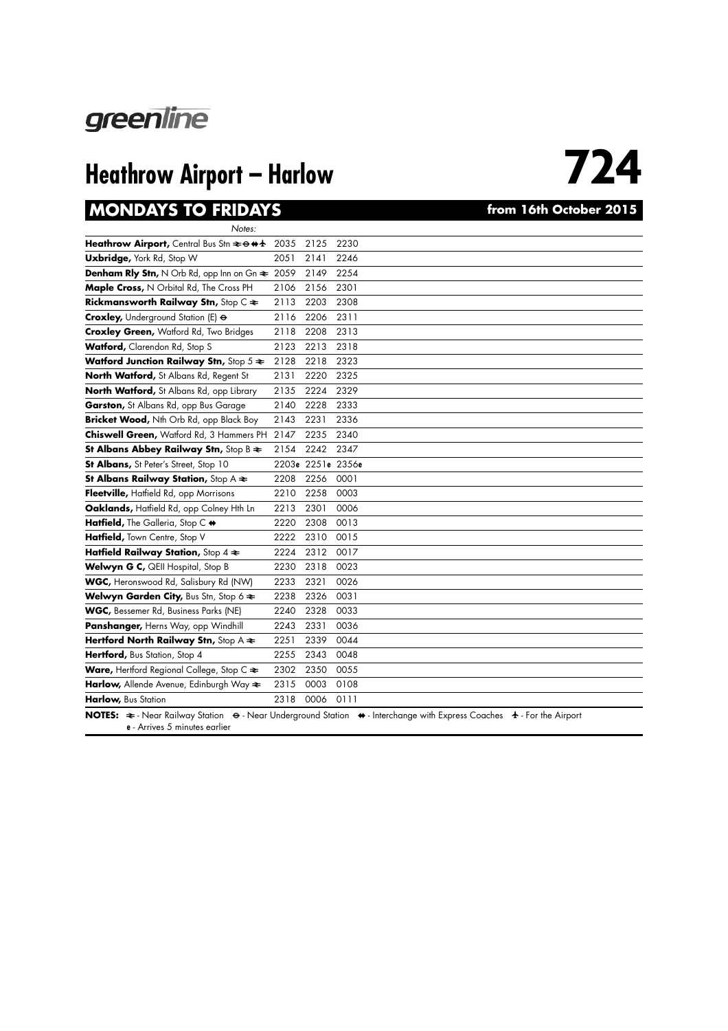greenline

# Heathrow Airport – Harlow 724

## MONDAYS TO FRIDAYS from 16th October 2015

| Notes: | | | |
|---|---|---|---|
| **Heathrow Airport,** Central Bus Stn ≥ ⊖ ⇹ ✈ | 2035 | 2125 | 2230 |
| **Uxbridge,** York Rd, Stop W | 2051 | 2141 | 2246 |
| **Denham Rly Stn,** N Orb Rd, opp Inn on Gn ≥ | 2059 | 2149 | 2254 |
| **Maple Cross,** N Orbital Rd, The Cross PH | 2106 | 2156 | 2301 |
| **Rickmansworth Railway Stn,** Stop C ≥ | 2113 | 2203 | 2308 |
| **Croxley,** Underground Station (E) ⊖ | 2116 | 2206 | 2311 |
| **Croxley Green,** Watford Rd, Two Bridges | 2118 | 2208 | 2313 |
| **Watford,** Clarendon Rd, Stop S | 2123 | 2213 | 2318 |
| **Watford Junction Railway Stn,** Stop 5 ≥ | 2128 | 2218 | 2323 |
| **North Watford,** St Albans Rd, Regent St | 2131 | 2220 | 2325 |
| **North Watford,** St Albans Rd, opp Library | 2135 | 2224 | 2329 |
| **Garston,** St Albans Rd, opp Bus Garage | 2140 | 2228 | 2333 |
| **Bricket Wood,** Nth Orb Rd, opp Black Boy | 2143 | 2231 | 2336 |
| **Chiswell Green,** Watford Rd, 3 Hammers PH | 2147 | 2235 | 2340 |
| **St Albans Abbey Railway Stn,** Stop B ≥ | 2154 | 2242 | 2347 |
| **St Albans,** St Peter's Street, Stop 10 | 2203e | 2251e | 2356e |
| **St Albans Railway Station,** Stop A ≥ | 2208 | 2256 | 0001 |
| **Fleetville,** Hatfield Rd, opp Morrisons | 2210 | 2258 | 0003 |
| **Oaklands,** Hatfield Rd, opp Colney Hth Ln | 2213 | 2301 | 0006 |
| **Hatfield,** The Galleria, Stop C ⇹ | 2220 | 2308 | 0013 |
| **Hatfield,** Town Centre, Stop V | 2222 | 2310 | 0015 |
| **Hatfield Railway Station,** Stop 4 ≥ | 2224 | 2312 | 0017 |
| **Welwyn G C,** QEII Hospital, Stop B | 2230 | 2318 | 0023 |
| **WGC,** Heronswood Rd, Salisbury Rd (NW) | 2233 | 2321 | 0026 |
| **Welwyn Garden City,** Bus Stn, Stop 6 ≥ | 2238 | 2326 | 0031 |
| **WGC,** Bessemer Rd, Business Parks (NE) | 2240 | 2328 | 0033 |
| **Panshanger,** Herns Way, opp Windhill | 2243 | 2331 | 0036 |
| **Hertford North Railway Stn,** Stop A ≥ | 2251 | 2339 | 0044 |
| **Hertford,** Bus Station, Stop 4 | 2255 | 2343 | 0048 |
| **Ware,** Hertford Regional College, Stop C ≥ | 2302 | 2350 | 0055 |
| **Harlow,** Allende Avenue, Edinburgh Way ≥ | 2315 | 0003 | 0108 |
| **Harlow,** Bus Station | 2318 | 0006 | 0111 |

**NOTES:** ≥ - Near Railway Station ⊖ - Near Underground Station ⇹ - Interchange with Express Coaches ✈ - For the Airport
e - Arrives 5 minutes earlier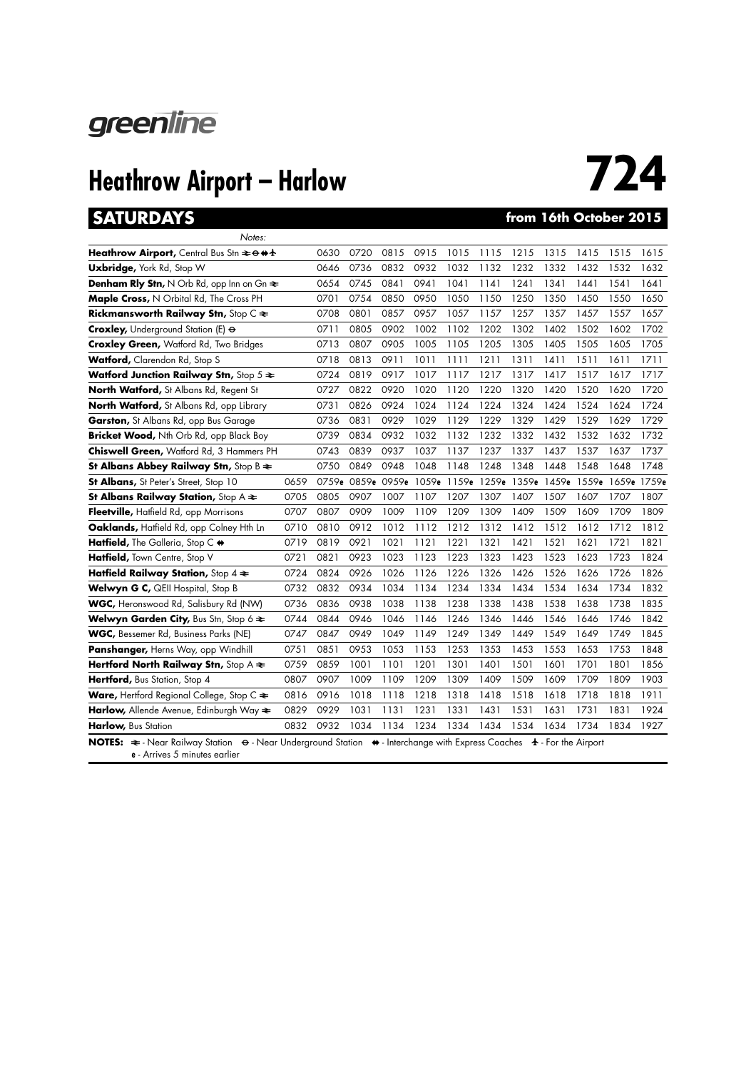greenline

# Heathrow Airport – Harlow

# 724

## SATURDAYS from 16th October 2015

| Notes: | | | | | | | | | | | | |
|---|---|---|---|---|---|---|---|---|---|---|---|---|
| **Heathrow Airport,** Central Bus Stn ≠ ⊖ ⇹ ✈ | | 0630 | 0720 | 0815 | 0915 | 1015 | 1115 | 1215 | 1315 | 1415 | 1515 | 1615 |
| **Uxbridge,** York Rd, Stop W | | 0646 | 0736 | 0832 | 0932 | 1032 | 1132 | 1232 | 1332 | 1432 | 1532 | 1632 |
| **Denham Rly Stn,** N Orb Rd, opp Inn on Gn ≠ | | 0654 | 0745 | 0841 | 0941 | 1041 | 1141 | 1241 | 1341 | 1441 | 1541 | 1641 |
| **Maple Cross,** N Orbital Rd, The Cross PH | | 0701 | 0754 | 0850 | 0950 | 1050 | 1150 | 1250 | 1350 | 1450 | 1550 | 1650 |
| **Rickmansworth Railway Stn,** Stop C ≠ | | 0708 | 0801 | 0857 | 0957 | 1057 | 1157 | 1257 | 1357 | 1457 | 1557 | 1657 |
| **Croxley,** Underground Station (E) ⊖ | | 0711 | 0805 | 0902 | 1002 | 1102 | 1202 | 1302 | 1402 | 1502 | 1602 | 1702 |
| **Croxley Green,** Watford Rd, Two Bridges | | 0713 | 0807 | 0905 | 1005 | 1105 | 1205 | 1305 | 1405 | 1505 | 1605 | 1705 |
| **Watford,** Clarendon Rd, Stop S | | 0718 | 0813 | 0911 | 1011 | 1111 | 1211 | 1311 | 1411 | 1511 | 1611 | 1711 |
| **Watford Junction Railway Stn,** Stop 5 ≠ | | 0724 | 0819 | 0917 | 1017 | 1117 | 1217 | 1317 | 1417 | 1517 | 1617 | 1717 |
| **North Watford,** St Albans Rd, Regent St | | 0727 | 0822 | 0920 | 1020 | 1120 | 1220 | 1320 | 1420 | 1520 | 1620 | 1720 |
| **North Watford,** St Albans Rd, opp Library | | 0731 | 0826 | 0924 | 1024 | 1124 | 1224 | 1324 | 1424 | 1524 | 1624 | 1724 |
| **Garston,** St Albans Rd, opp Bus Garage | | 0736 | 0831 | 0929 | 1029 | 1129 | 1229 | 1329 | 1429 | 1529 | 1629 | 1729 |
| **Bricket Wood,** Nth Orb Rd, opp Black Boy | | 0739 | 0834 | 0932 | 1032 | 1132 | 1232 | 1332 | 1432 | 1532 | 1632 | 1732 |
| **Chiswell Green,** Watford Rd, 3 Hammers PH | | 0743 | 0839 | 0937 | 1037 | 1137 | 1237 | 1337 | 1437 | 1537 | 1637 | 1737 |
| **St Albans Abbey Railway Stn,** Stop B ≠ | | 0750 | 0849 | 0948 | 1048 | 1148 | 1248 | 1348 | 1448 | 1548 | 1648 | 1748 |
| **St Albans,** St Peter's Street, Stop 10 | 0659 | 0759e | 0859e | 0959e | 1059e | 1159e | 1259e | 1359e | 1459e | 1559e | 1659e | 1759e |
| **St Albans Railway Station,** Stop A ≠ | 0705 | 0805 | 0907 | 1007 | 1107 | 1207 | 1307 | 1407 | 1507 | 1607 | 1707 | 1807 |
| **Fleetville,** Hatfield Rd, opp Morrisons | 0707 | 0807 | 0909 | 1009 | 1109 | 1209 | 1309 | 1409 | 1509 | 1609 | 1709 | 1809 |
| **Oaklands,** Hatfield Rd, opp Colney Hth Ln | 0710 | 0810 | 0912 | 1012 | 1112 | 1212 | 1312 | 1412 | 1512 | 1612 | 1712 | 1812 |
| **Hatfield,** The Galleria, Stop C ⇹ | 0719 | 0819 | 0921 | 1021 | 1121 | 1221 | 1321 | 1421 | 1521 | 1621 | 1721 | 1821 |
| **Hatfield,** Town Centre, Stop V | 0721 | 0821 | 0923 | 1023 | 1123 | 1223 | 1323 | 1423 | 1523 | 1623 | 1723 | 1824 |
| **Hatfield Railway Station,** Stop 4 ≠ | 0724 | 0824 | 0926 | 1026 | 1126 | 1226 | 1326 | 1426 | 1526 | 1626 | 1726 | 1826 |
| **Welwyn G C,** QEII Hospital, Stop B | 0732 | 0832 | 0934 | 1034 | 1134 | 1234 | 1334 | 1434 | 1534 | 1634 | 1734 | 1832 |
| **WGC,** Heronswood Rd, Salisbury Rd (NW) | 0736 | 0836 | 0938 | 1038 | 1138 | 1238 | 1338 | 1438 | 1538 | 1638 | 1738 | 1835 |
| **Welwyn Garden City,** Bus Stn, Stop 6 ≠ | 0744 | 0844 | 0946 | 1046 | 1146 | 1246 | 1346 | 1446 | 1546 | 1646 | 1746 | 1842 |
| **WGC,** Bessemer Rd, Business Parks (NE) | 0747 | 0847 | 0949 | 1049 | 1149 | 1249 | 1349 | 1449 | 1549 | 1649 | 1749 | 1845 |
| **Panshanger,** Herns Way, opp Windhill | 0751 | 0851 | 0953 | 1053 | 1153 | 1253 | 1353 | 1453 | 1553 | 1653 | 1753 | 1848 |
| **Hertford North Railway Stn,** Stop A ≠ | 0759 | 0859 | 1001 | 1101 | 1201 | 1301 | 1401 | 1501 | 1601 | 1701 | 1801 | 1856 |
| **Hertford,** Bus Station, Stop 4 | 0807 | 0907 | 1009 | 1109 | 1209 | 1309 | 1409 | 1509 | 1609 | 1709 | 1809 | 1903 |
| **Ware,** Hertford Regional College, Stop C ≠ | 0816 | 0916 | 1018 | 1118 | 1218 | 1318 | 1418 | 1518 | 1618 | 1718 | 1818 | 1911 |
| **Harlow,** Allende Avenue, Edinburgh Way ≠ | 0829 | 0929 | 1031 | 1131 | 1231 | 1331 | 1431 | 1531 | 1631 | 1731 | 1831 | 1924 |
| **Harlow,** Bus Station | 0832 | 0932 | 1034 | 1134 | 1234 | 1334 | 1434 | 1534 | 1634 | 1734 | 1834 | 1927 |

**NOTES:** ≠ - Near Railway Station ⊖ - Near Underground Station ⇹ - Interchange with Express Coaches ✈ - For the Airport
e - Arrives 5 minutes earlier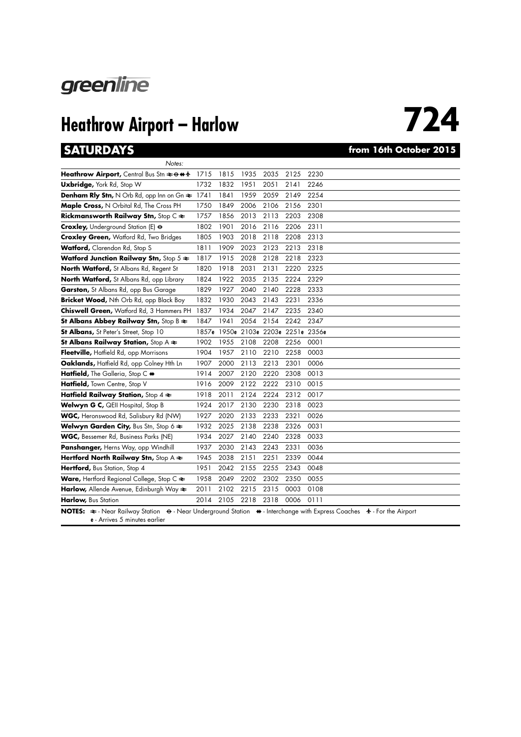greenline

# Heathrow Airport – Harlow

# 724

## SATURDAYS

**from 16th October 2015**

| Notes: | | | | | | |
|---|---|---|---|---|---|---|
| **Heathrow Airport,** Central Bus Stn ≋⊖⇹✈ | 1715 | 1815 | 1935 | 2035 | 2125 | 2230 |
| **Uxbridge,** York Rd, Stop W | 1732 | 1832 | 1951 | 2051 | 2141 | 2246 |
| **Denham Rly Stn,** N Orb Rd, opp Inn on Gn ≋ | 1741 | 1841 | 1959 | 2059 | 2149 | 2254 |
| **Maple Cross,** N Orbital Rd, The Cross PH | 1750 | 1849 | 2006 | 2106 | 2156 | 2301 |
| **Rickmansworth Railway Stn,** Stop C ≋ | 1757 | 1856 | 2013 | 2113 | 2203 | 2308 |
| **Croxley,** Underground Station (E) ⊖ | 1802 | 1901 | 2016 | 2116 | 2206 | 2311 |
| **Croxley Green,** Watford Rd, Two Bridges | 1805 | 1903 | 2018 | 2118 | 2208 | 2313 |
| **Watford,** Clarendon Rd, Stop S | 1811 | 1909 | 2023 | 2123 | 2213 | 2318 |
| **Watford Junction Railway Stn,** Stop 5 ≋ | 1817 | 1915 | 2028 | 2128 | 2218 | 2323 |
| **North Watford,** St Albans Rd, Regent St | 1820 | 1918 | 2031 | 2131 | 2220 | 2325 |
| **North Watford,** St Albans Rd, opp Library | 1824 | 1922 | 2035 | 2135 | 2224 | 2329 |
| **Garston,** St Albans Rd, opp Bus Garage | 1829 | 1927 | 2040 | 2140 | 2228 | 2333 |
| **Bricket Wood,** Nth Orb Rd, opp Black Boy | 1832 | 1930 | 2043 | 2143 | 2231 | 2336 |
| **Chiswell Green,** Watford Rd, 3 Hammers PH | 1837 | 1934 | 2047 | 2147 | 2235 | 2340 |
| **St Albans Abbey Railway Stn,** Stop B ≋ | 1847 | 1941 | 2054 | 2154 | 2242 | 2347 |
| **St Albans,** St Peter's Street, Stop 10 | 1857e | 1950e | 2103e | 2203e | 2251e | 2356e |
| **St Albans Railway Station,** Stop A ≋ | 1902 | 1955 | 2108 | 2208 | 2256 | 0001 |
| **Fleetville,** Hatfield Rd, opp Morrisons | 1904 | 1957 | 2110 | 2210 | 2258 | 0003 |
| **Oaklands,** Hatfield Rd, opp Colney Hth Ln | 1907 | 2000 | 2113 | 2213 | 2301 | 0006 |
| **Hatfield,** The Galleria, Stop C ⇹ | 1914 | 2007 | 2120 | 2220 | 2308 | 0013 |
| **Hatfield,** Town Centre, Stop V | 1916 | 2009 | 2122 | 2222 | 2310 | 0015 |
| **Hatfield Railway Station,** Stop 4 ≋ | 1918 | 2011 | 2124 | 2224 | 2312 | 0017 |
| **Welwyn G C,** QEII Hospital, Stop B | 1924 | 2017 | 2130 | 2230 | 2318 | 0023 |
| **WGC,** Heronswood Rd, Salisbury Rd (NW) | 1927 | 2020 | 2133 | 2233 | 2321 | 0026 |
| **Welwyn Garden City,** Bus Stn, Stop 6 ≋ | 1932 | 2025 | 2138 | 2238 | 2326 | 0031 |
| **WGC,** Bessemer Rd, Business Parks (NE) | 1934 | 2027 | 2140 | 2240 | 2328 | 0033 |
| **Panshanger,** Herns Way, opp Windhill | 1937 | 2030 | 2143 | 2243 | 2331 | 0036 |
| **Hertford North Railway Stn,** Stop A ≋ | 1945 | 2038 | 2151 | 2251 | 2339 | 0044 |
| **Hertford,** Bus Station, Stop 4 | 1951 | 2042 | 2155 | 2255 | 2343 | 0048 |
| **Ware,** Hertford Regional College, Stop C ≋ | 1958 | 2049 | 2202 | 2302 | 2350 | 0055 |
| **Harlow,** Allende Avenue, Edinburgh Way ≋ | 2011 | 2102 | 2215 | 2315 | 0003 | 0108 |
| **Harlow,** Bus Station | 2014 | 2105 | 2218 | 2318 | 0006 | 0111 |

**NOTES:** ≋ - Near Railway Station ⊖ - Near Underground Station ⇹ - Interchange with Express Coaches ✈ - For the Airport
e - Arrives 5 minutes earlier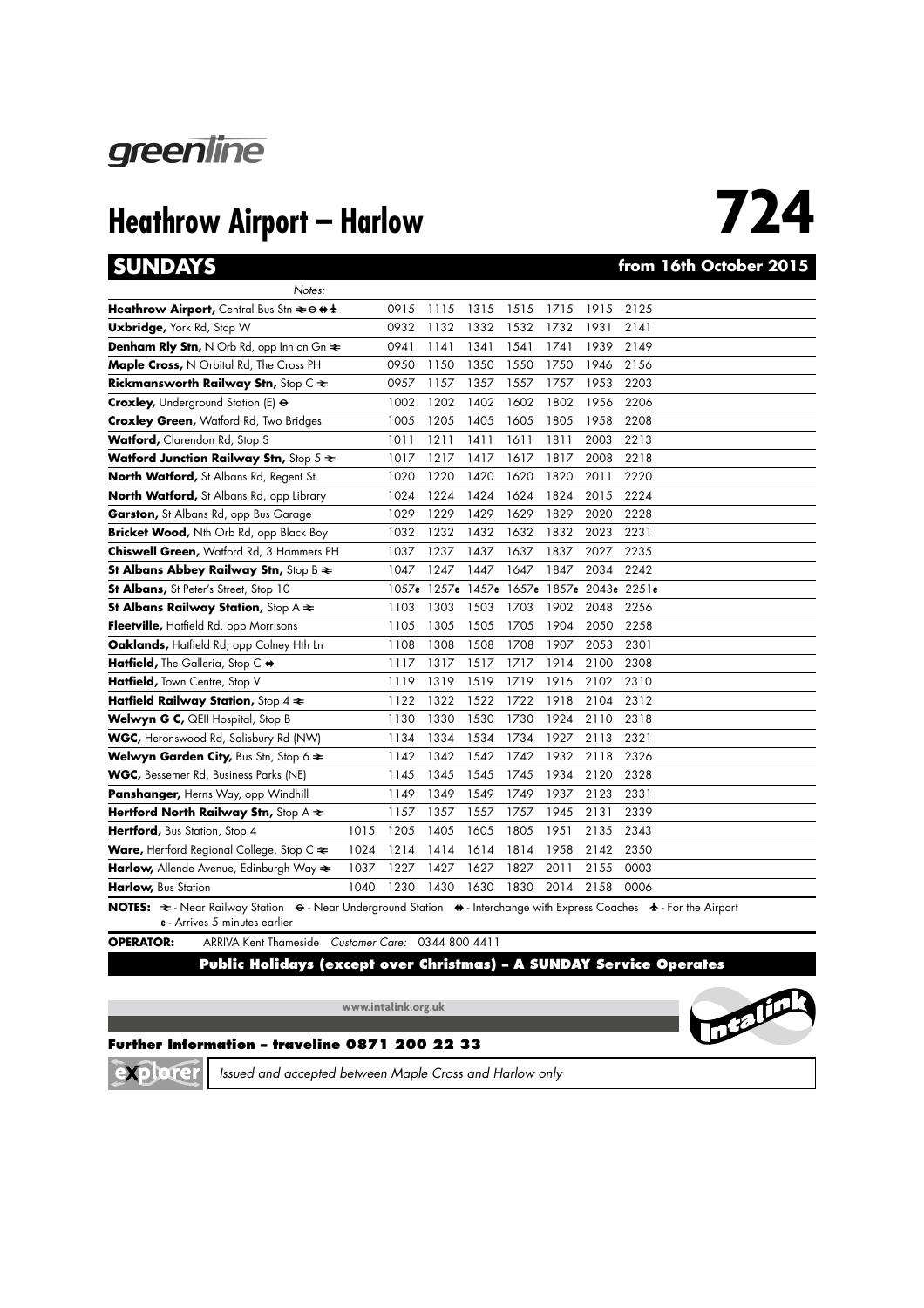greenline

# Heathrow Airport – Harlow

# 724

## SUNDAYS

**from 16th October 2015**

| Notes: | | | | | | | | |
|---|---|---|---|---|---|---|---|---|
| **Heathrow Airport,** Central Bus Stn ≈⊖⇹✈ | | 0915 | 1115 | 1315 | 1515 | 1715 | 1915 | 2125 |
| **Uxbridge,** York Rd, Stop W | | 0932 | 1132 | 1332 | 1532 | 1732 | 1931 | 2141 |
| **Denham Rly Stn,** N Orb Rd, opp Inn on Gn ≈ | | 0941 | 1141 | 1341 | 1541 | 1741 | 1939 | 2149 |
| **Maple Cross,** N Orbital Rd, The Cross PH | | 0950 | 1150 | 1350 | 1550 | 1750 | 1946 | 2156 |
| **Rickmansworth Railway Stn,** Stop C ≈ | | 0957 | 1157 | 1357 | 1557 | 1757 | 1953 | 2203 |
| **Croxley,** Underground Station (E) ⊖ | | 1002 | 1202 | 1402 | 1602 | 1802 | 1956 | 2206 |
| **Croxley Green,** Watford Rd, Two Bridges | | 1005 | 1205 | 1405 | 1605 | 1805 | 1958 | 2208 |
| **Watford,** Clarendon Rd, Stop S | | 1011 | 1211 | 1411 | 1611 | 1811 | 2003 | 2213 |
| **Watford Junction Railway Stn,** Stop 5 ≈ | | 1017 | 1217 | 1417 | 1617 | 1817 | 2008 | 2218 |
| **North Watford,** St Albans Rd, Regent St | | 1020 | 1220 | 1420 | 1620 | 1820 | 2011 | 2220 |
| **North Watford,** St Albans Rd, opp Library | | 1024 | 1224 | 1424 | 1624 | 1824 | 2015 | 2224 |
| **Garston,** St Albans Rd, opp Bus Garage | | 1029 | 1229 | 1429 | 1629 | 1829 | 2020 | 2228 |
| **Bricket Wood,** Nth Orb Rd, opp Black Boy | | 1032 | 1232 | 1432 | 1632 | 1832 | 2023 | 2231 |
| **Chiswell Green,** Watford Rd, 3 Hammers PH | | 1037 | 1237 | 1437 | 1637 | 1837 | 2027 | 2235 |
| **St Albans Abbey Railway Stn,** Stop B ≈ | | 1047 | 1247 | 1447 | 1647 | 1847 | 2034 | 2242 |
| **St Albans,** St Peter's Street, Stop 10 | | 1057e | 1257e | 1457e | 1657e | 1857e | 2043e | 2251e |
| **St Albans Railway Station,** Stop A ≈ | | 1103 | 1303 | 1503 | 1703 | 1902 | 2048 | 2256 |
| **Fleetville,** Hatfield Rd, opp Morrisons | | 1105 | 1305 | 1505 | 1705 | 1904 | 2050 | 2258 |
| **Oaklands,** Hatfield Rd, opp Colney Hth Ln | | 1108 | 1308 | 1508 | 1708 | 1907 | 2053 | 2301 |
| **Hatfield,** The Galleria, Stop C ⇹ | | 1117 | 1317 | 1517 | 1717 | 1914 | 2100 | 2308 |
| **Hatfield,** Town Centre, Stop V | | 1119 | 1319 | 1519 | 1719 | 1916 | 2102 | 2310 |
| **Hatfield Railway Station,** Stop 4 ≈ | | 1122 | 1322 | 1522 | 1722 | 1918 | 2104 | 2312 |
| **Welwyn G C,** QEII Hospital, Stop B | | 1130 | 1330 | 1530 | 1730 | 1924 | 2110 | 2318 |
| **WGC,** Heronswood Rd, Salisbury Rd (NW) | | 1134 | 1334 | 1534 | 1734 | 1927 | 2113 | 2321 |
| **Welwyn Garden City,** Bus Stn, Stop 6 ≈ | | 1142 | 1342 | 1542 | 1742 | 1932 | 2118 | 2326 |
| **WGC,** Bessemer Rd, Business Parks (NE) | | 1145 | 1345 | 1545 | 1745 | 1934 | 2120 | 2328 |
| **Panshanger,** Herns Way, opp Windhill | | 1149 | 1349 | 1549 | 1749 | 1937 | 2123 | 2331 |
| **Hertford North Railway Stn,** Stop A ≈ | | 1157 | 1357 | 1557 | 1757 | 1945 | 2131 | 2339 |
| **Hertford,** Bus Station, Stop 4 | 1015 | 1205 | 1405 | 1605 | 1805 | 1951 | 2135 | 2343 |
| **Ware,** Hertford Regional College, Stop C ≈ | 1024 | 1214 | 1414 | 1614 | 1814 | 1958 | 2142 | 2350 |
| **Harlow,** Allende Avenue, Edinburgh Way ≈ | 1037 | 1227 | 1427 | 1627 | 1827 | 2011 | 2155 | 0003 |
| **Harlow,** Bus Station | 1040 | 1230 | 1430 | 1630 | 1830 | 2014 | 2158 | 0006 |

**NOTES:** ≈ - Near Railway Station ⊖ - Near Underground Station ⇹ - Interchange with Express Coaches ✈ - For the Airport
e - Arrives 5 minutes earlier

**OPERATOR:** ARRIVA Kent Thameside *Customer Care:* 0344 800 4411

**Public Holidays (except over Christmas) – A SUNDAY Service Operates**

www.intalink.org.uk

Intalink

**Further Information – traveline 0871 200 22 33**

explorer *Issued and accepted between Maple Cross and Harlow only*